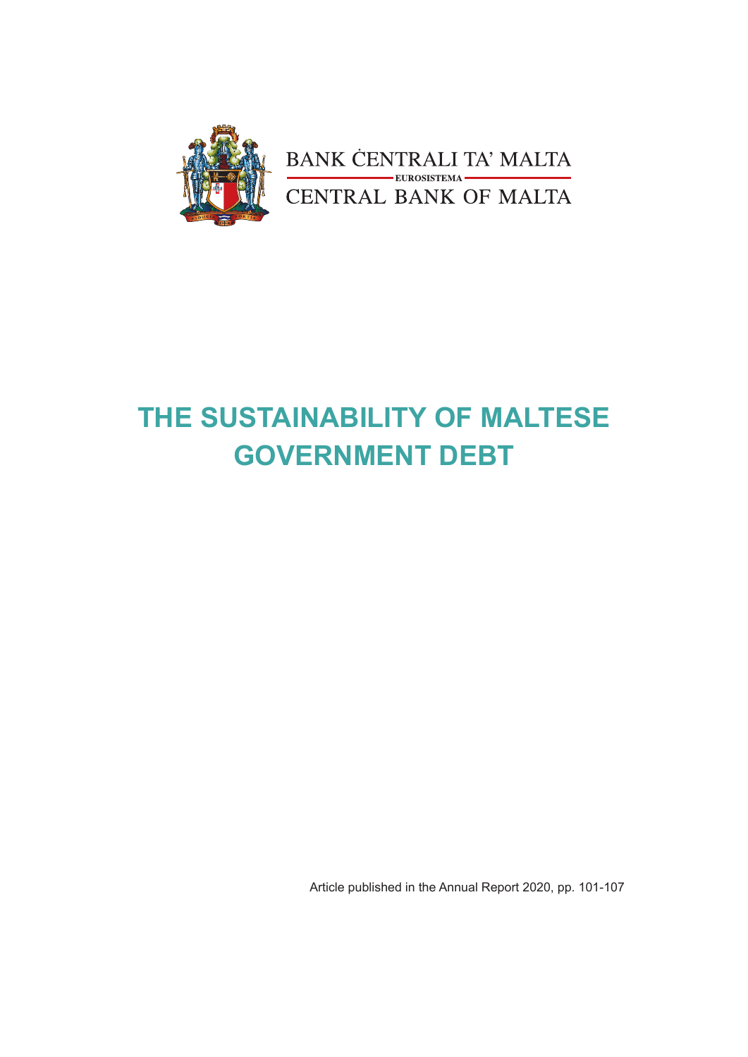BANK ĊENTRALI TA' MALTA

EUROSISTEMA

CENTRAL BANK OF MALTA

# THE SUSTAINABILITY OF MALTESE GOVERNMENT DEBT

Article published in the Annual Report 2020, pp. 101-107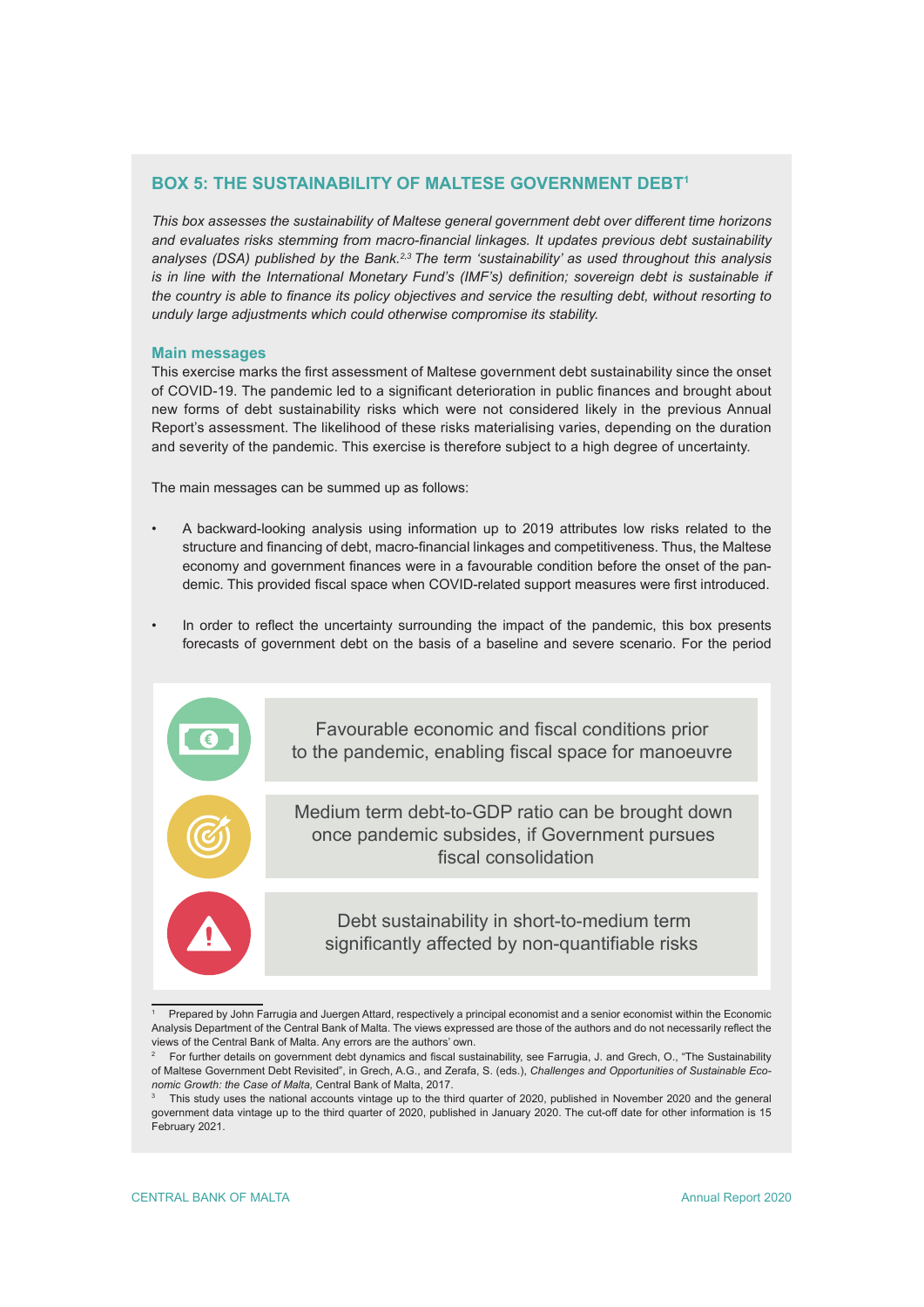## BOX 5: THE SUSTAINABILITY OF MALTESE GOVERNMENT DEBT[1]

*This box assesses the sustainability of Maltese general government debt over different time horizons and evaluates risks stemming from macro-financial linkages. It updates previous debt sustainability analyses (DSA) published by the Bank.[2,3] The term 'sustainability' as used throughout this analysis is in line with the International Monetary Fund's (IMF's) definition; sovereign debt is sustainable if the country is able to finance its policy objectives and service the resulting debt, without resorting to unduly large adjustments which could otherwise compromise its stability.*

### Main messages

This exercise marks the first assessment of Maltese government debt sustainability since the onset of COVID-19. The pandemic led to a significant deterioration in public finances and brought about new forms of debt sustainability risks which were not considered likely in the previous Annual Report's assessment. The likelihood of these risks materialising varies, depending on the duration and severity of the pandemic. This exercise is therefore subject to a high degree of uncertainty.

The main messages can be summed up as follows:

- A backward-looking analysis using information up to 2019 attributes low risks related to the structure and financing of debt, macro-financial linkages and competitiveness. Thus, the Maltese economy and government finances were in a favourable condition before the onset of the pandemic. This provided fiscal space when COVID-related support measures were first introduced.

- In order to reflect the uncertainty surrounding the impact of the pandemic, this box presents forecasts of government debt on the basis of a baseline and severe scenario. For the period

Favourable economic and fiscal conditions prior to the pandemic, enabling fiscal space for manoeuvre

Medium term debt-to-GDP ratio can be brought down once pandemic subsides, if Government pursues fiscal consolidation

Debt sustainability in short-to-medium term significantly affected by non-quantifiable risks

---

[1] Prepared by John Farrugia and Juergen Attard, respectively a principal economist and a senior economist within the Economic Analysis Department of the Central Bank of Malta. The views expressed are those of the authors and do not necessarily reflect the views of the Central Bank of Malta. Any errors are the authors' own.

[2] For further details on government debt dynamics and fiscal sustainability, see Farrugia, J. and Grech, O., "The Sustainability of Maltese Government Debt Revisited", in Grech, A.G., and Zerafa, S. (eds.), *Challenges and Opportunities of Sustainable Economic Growth: the Case of Malta,* Central Bank of Malta, 2017.

[3] This study uses the national accounts vintage up to the third quarter of 2020, published in November 2020 and the general government data vintage up to the third quarter of 2020, published in January 2020. The cut-off date for other information is 15 February 2021.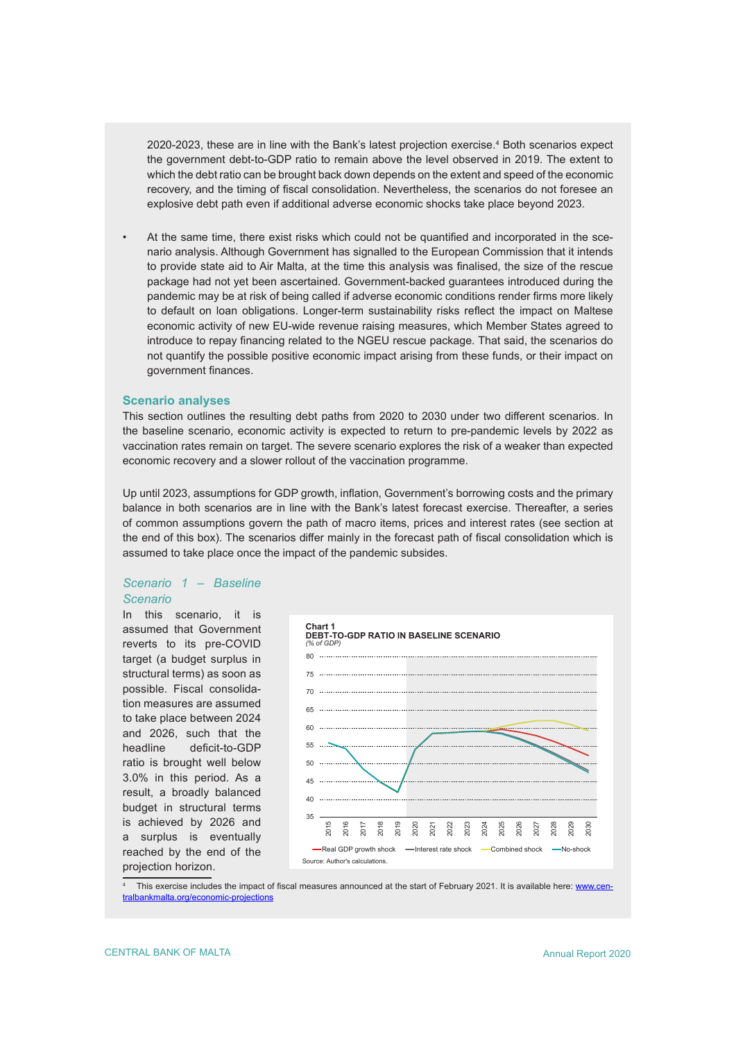2020-2023, these are in line with the Bank's latest projection exercise.[4] Both scenarios expect the government debt-to-GDP ratio to remain above the level observed in 2019. The extent to which the debt ratio can be brought back down depends on the extent and speed of the economic recovery, and the timing of fiscal consolidation. Nevertheless, the scenarios do not foresee an explosive debt path even if additional adverse economic shocks take place beyond 2023.

- At the same time, there exist risks which could not be quantified and incorporated in the scenario analysis. Although Government has signalled to the European Commission that it intends to provide state aid to Air Malta, at the time this analysis was finalised, the size of the rescue package had not yet been ascertained. Government-backed guarantees introduced during the pandemic may be at risk of being called if adverse economic conditions render firms more likely to default on loan obligations. Longer-term sustainability risks reflect the impact on Maltese economic activity of new EU-wide revenue raising measures, which Member States agreed to introduce to repay financing related to the NGEU rescue package. That said, the scenarios do not quantify the possible positive economic impact arising from these funds, or their impact on government finances.

## Scenario analyses

This section outlines the resulting debt paths from 2020 to 2030 under two different scenarios. In the baseline scenario, economic activity is expected to return to pre-pandemic levels by 2022 as vaccination rates remain on target. The severe scenario explores the risk of a weaker than expected economic recovery and a slower rollout of the vaccination programme.

Up until 2023, assumptions for GDP growth, inflation, Government's borrowing costs and the primary balance in both scenarios are in line with the Bank's latest forecast exercise. Thereafter, a series of common assumptions govern the path of macro items, prices and interest rates (see section at the end of this box). The scenarios differ mainly in the forecast path of fiscal consolidation which is assumed to take place once the impact of the pandemic subsides.

### *Scenario 1 – Baseline Scenario*

In this scenario, it is assumed that Government reverts to its pre-COVID target (a budget surplus in structural terms) as soon as possible. Fiscal consolidation measures are assumed to take place between 2024 and 2026, such that the headline deficit-to-GDP ratio is brought well below 3.0% in this period. As a result, a broadly balanced budget in structural terms is achieved by 2026 and a surplus is eventually reached by the end of the projection horizon.

**Chart 1**
**DEBT-TO-GDP RATIO IN BASELINE SCENARIO**
*(% of GDP)*

Real GDP growth shock — Interest rate shock — Combined shock — No-shock

Source: Author's calculations.

[4] This exercise includes the impact of fiscal measures announced at the start of February 2021. It is available here: www.centralbankmalta.org/economic-projections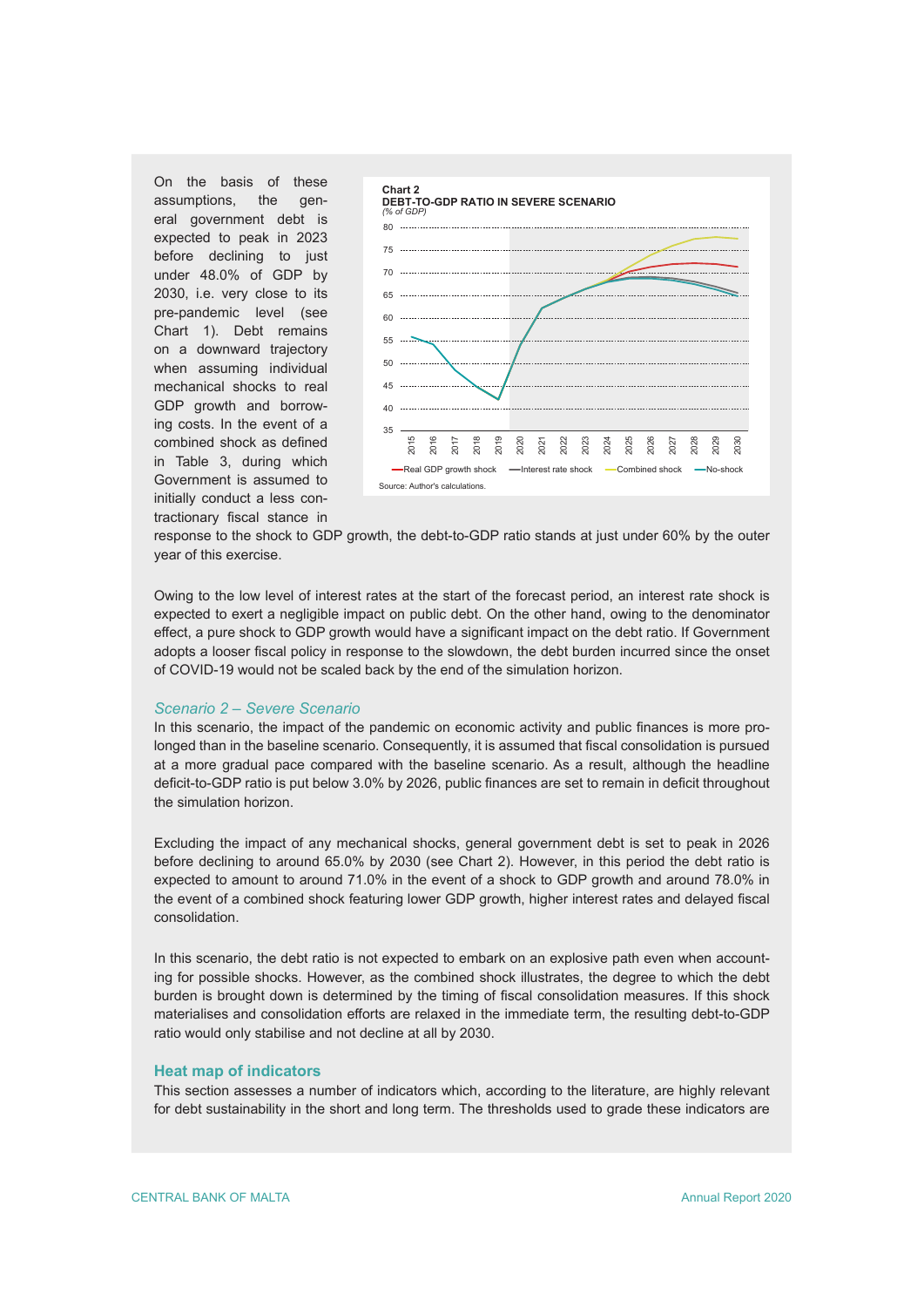On the basis of these assumptions, the general government debt is expected to peak in 2023 before declining to just under 48.0% of GDP by 2030, i.e. very close to its pre-pandemic level (see Chart 1). Debt remains on a downward trajectory when assuming individual mechanical shocks to real GDP growth and borrowing costs. In the event of a combined shock as defined in Table 3, during which Government is assumed to initially conduct a less contractionary fiscal stance in response to the shock to GDP growth, the debt-to-GDP ratio stands at just under 60% by the outer year of this exercise.

**Chart 2**
**DEBT-TO-GDP RATIO IN SEVERE SCENARIO**
*(% of GDP)*

Source: Author's calculations.

Owing to the low level of interest rates at the start of the forecast period, an interest rate shock is expected to exert a negligible impact on public debt. On the other hand, owing to the denominator effect, a pure shock to GDP growth would have a significant impact on the debt ratio. If Government adopts a looser fiscal policy in response to the slowdown, the debt burden incurred since the onset of COVID-19 would not be scaled back by the end of the simulation horizon.

### *Scenario 2 – Severe Scenario*

In this scenario, the impact of the pandemic on economic activity and public finances is more prolonged than in the baseline scenario. Consequently, it is assumed that fiscal consolidation is pursued at a more gradual pace compared with the baseline scenario. As a result, although the headline deficit-to-GDP ratio is put below 3.0% by 2026, public finances are set to remain in deficit throughout the simulation horizon.

Excluding the impact of any mechanical shocks, general government debt is set to peak in 2026 before declining to around 65.0% by 2030 (see Chart 2). However, in this period the debt ratio is expected to amount to around 71.0% in the event of a shock to GDP growth and around 78.0% in the event of a combined shock featuring lower GDP growth, higher interest rates and delayed fiscal consolidation.

In this scenario, the debt ratio is not expected to embark on an explosive path even when accounting for possible shocks. However, as the combined shock illustrates, the degree to which the debt burden is brought down is determined by the timing of fiscal consolidation measures. If this shock materialises and consolidation efforts are relaxed in the immediate term, the resulting debt-to-GDP ratio would only stabilise and not decline at all by 2030.

## Heat map of indicators

This section assesses a number of indicators which, according to the literature, are highly relevant for debt sustainability in the short and long term. The thresholds used to grade these indicators are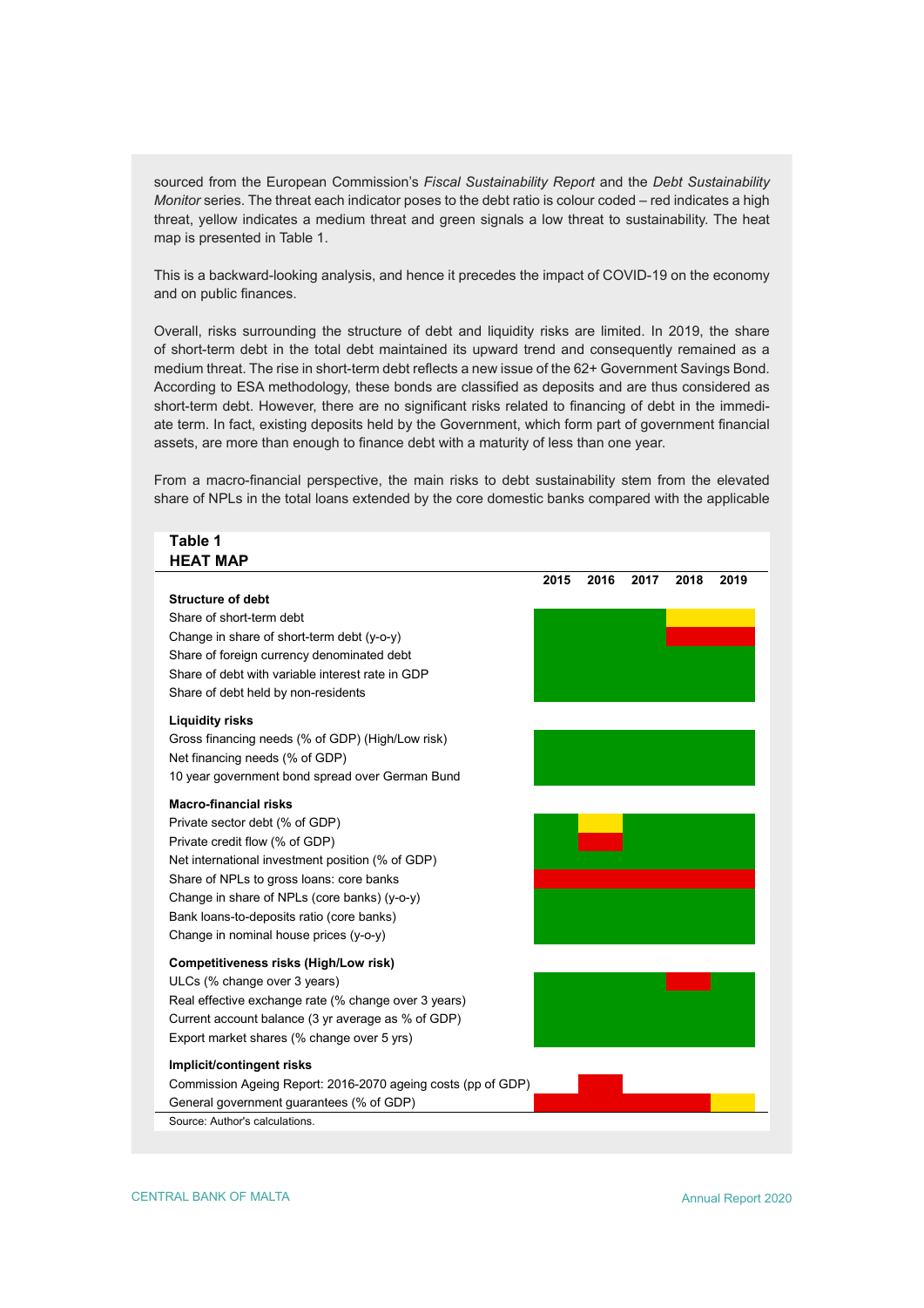sourced from the European Commission's *Fiscal Sustainability Report* and the *Debt Sustainability Monitor* series. The threat each indicator poses to the debt ratio is colour coded – red indicates a high threat, yellow indicates a medium threat and green signals a low threat to sustainability. The heat map is presented in Table 1.

This is a backward-looking analysis, and hence it precedes the impact of COVID-19 on the economy and on public finances.

Overall, risks surrounding the structure of debt and liquidity risks are limited. In 2019, the share of short-term debt in the total debt maintained its upward trend and consequently remained as a medium threat. The rise in short-term debt reflects a new issue of the 62+ Government Savings Bond. According to ESA methodology, these bonds are classified as deposits and are thus considered as short-term debt. However, there are no significant risks related to financing of debt in the immediate term. In fact, existing deposits held by the Government, which form part of government financial assets, are more than enough to finance debt with a maturity of less than one year.

From a macro-financial perspective, the main risks to debt sustainability stem from the elevated share of NPLs in the total loans extended by the core domestic banks compared with the applicable

**Table 1**
**HEAT MAP**

| | 2015 | 2016 | 2017 | 2018 | 2019 |
|---|---|---|---|---|---|
| **Structure of debt** | | | | | |
| Share of short-term debt | Green | Green | Green | Yellow | Yellow |
| Change in share of short-term debt (y-o-y) | Green | Green | Green | Red | Red |
| Share of foreign currency denominated debt | Green | Green | Green | Green | Green |
| Share of debt with variable interest rate in GDP | Green | Green | Green | Green | Green |
| Share of debt held by non-residents | Green | Green | Green | Green | Green |
| **Liquidity risks** | | | | | |
| Gross financing needs (% of GDP) (High/Low risk) | Green | Green | Green | Green | Green |
| Net financing needs (% of GDP) | Green | Green | Green | Green | Green |
| 10 year government bond spread over German Bund | Green | Green | Green | Green | Green |
| **Macro-financial risks** | | | | | |
| Private sector debt (% of GDP) | Green | Yellow | Green | Green | Green |
| Private credit flow (% of GDP) | Green | Red | Green | Green | Green |
| Net international investment position (% of GDP) | Green | Green | Green | Green | Green |
| Share of NPLs to gross loans: core banks | Red | Red | Red | Red | Red |
| Change in share of NPLs (core banks) (y-o-y) | Green | Green | Green | Green | Green |
| Bank loans-to-deposits ratio (core banks) | Green | Green | Green | Green | Green |
| Change in nominal house prices (y-o-y) | Green | Green | Green | Green | Green |
| **Competitiveness risks (High/Low risk)** | | | | | |
| ULCs (% change over 3 years) | Green | Green | Green | Red | Green |
| Real effective exchange rate (% change over 3 years) | Green | Green | Green | Green | Green |
| Current account balance (3 yr average as % of GDP) | Green | Green | Green | Green | Green |
| Export market shares (% change over 5 yrs) | Green | Green | Green | Green | Green |
| **Implicit/contingent risks** | | | | | |
| Commission Ageing Report: 2016-2070 ageing costs (pp of GDP) | | Red | | | |
| General government guarantees (% of GDP) | Red | Red | Red | Red | Yellow |

Source: Author's calculations.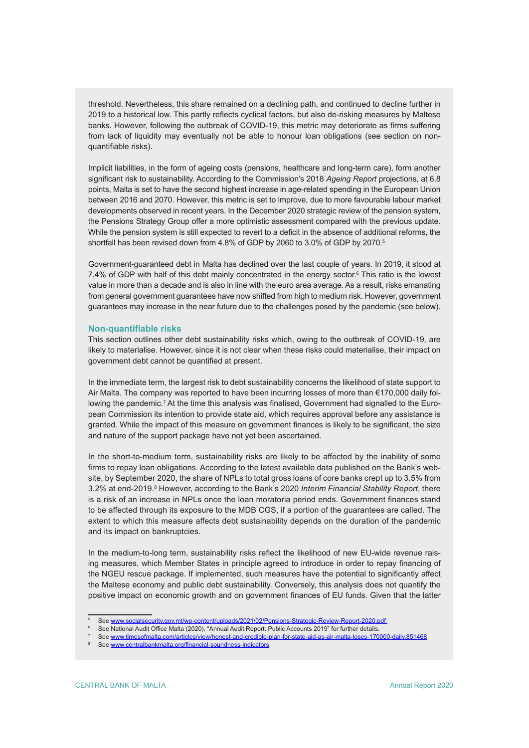threshold. Nevertheless, this share remained on a declining path, and continued to decline further in 2019 to a historical low. This partly reflects cyclical factors, but also de-risking measures by Maltese banks. However, following the outbreak of COVID-19, this metric may deteriorate as firms suffering from lack of liquidity may eventually not be able to honour loan obligations (see section on non-quantifiable risks).

Implicit liabilities, in the form of ageing costs (pensions, healthcare and long-term care), form another significant risk to sustainability. According to the Commission's 2018 *Ageing Report* projections, at 6.8 points, Malta is set to have the second highest increase in age-related spending in the European Union between 2016 and 2070. However, this metric is set to improve, due to more favourable labour market developments observed in recent years. In the December 2020 strategic review of the pension system, the Pensions Strategy Group offer a more optimistic assessment compared with the previous update. While the pension system is still expected to revert to a deficit in the absence of additional reforms, the shortfall has been revised down from 4.8% of GDP by 2060 to 3.0% of GDP by 2070.[5]

Government-guaranteed debt in Malta has declined over the last couple of years. In 2019, it stood at 7.4% of GDP with half of this debt mainly concentrated in the energy sector.[6] This ratio is the lowest value in more than a decade and is also in line with the euro area average. As a result, risks emanating from general government guarantees have now shifted from high to medium risk. However, government guarantees may increase in the near future due to the challenges posed by the pandemic (see below).

### Non-quantifiable risks

This section outlines other debt sustainability risks which, owing to the outbreak of COVID-19, are likely to materialise. However, since it is not clear when these risks could materialise, their impact on government debt cannot be quantified at present.

In the immediate term, the largest risk to debt sustainability concerns the likelihood of state support to Air Malta. The company was reported to have been incurring losses of more than €170,000 daily following the pandemic.[7] At the time this analysis was finalised, Government had signalled to the European Commission its intention to provide state aid, which requires approval before any assistance is granted. While the impact of this measure on government finances is likely to be significant, the size and nature of the support package have not yet been ascertained.

In the short-to-medium term, sustainability risks are likely to be affected by the inability of some firms to repay loan obligations. According to the latest available data published on the Bank's website, by September 2020, the share of NPLs to total gross loans of core banks crept up to 3.5% from 3.2% at end-2019.[8] However, according to the Bank's 2020 *Interim Financial Stability Report*, there is a risk of an increase in NPLs once the loan moratoria period ends. Government finances stand to be affected through its exposure to the MDB CGS, if a portion of the guarantees are called. The extent to which this measure affects debt sustainability depends on the duration of the pandemic and its impact on bankruptcies.

In the medium-to-long term, sustainability risks reflect the likelihood of new EU-wide revenue raising measures, which Member States in principle agreed to introduce in order to repay financing of the NGEU rescue package. If implemented, such measures have the potential to significantly affect the Maltese economy and public debt sustainability. Conversely, this analysis does not quantify the positive impact on economic growth and on government finances of EU funds. Given that the latter

---

[5] See www.socialsecurity.gov.mt/wp-content/uploads/2021/02/Pensions-Strategic-Review-Report-2020.pdf

[6] See National Audit Office Malta (2020). "Annual Audit Report: Public Accounts 2019" for further details.

[7] See www.timesofmalta.com/articles/view/honest-and-credible-plan-for-state-aid-as-air-malta-loses-170000-daily.851468

[8] See www.centralbankmalta.org/financial-soundness-indicators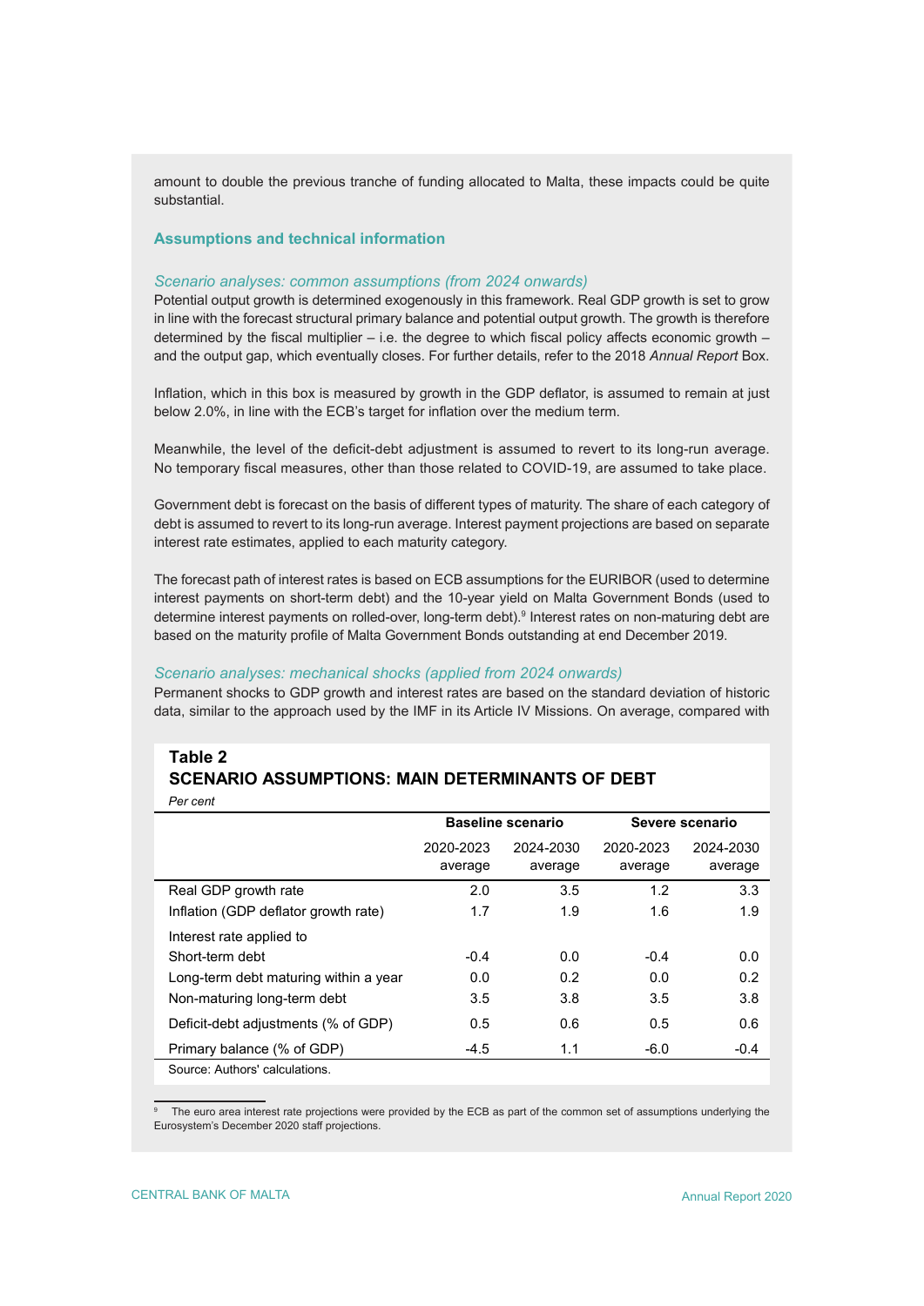amount to double the previous tranche of funding allocated to Malta, these impacts could be quite substantial.

### Assumptions and technical information

*Scenario analyses: common assumptions (from 2024 onwards)*

Potential output growth is determined exogenously in this framework. Real GDP growth is set to grow in line with the forecast structural primary balance and potential output growth. The growth is therefore determined by the fiscal multiplier – i.e. the degree to which fiscal policy affects economic growth – and the output gap, which eventually closes. For further details, refer to the 2018 *Annual Report* Box.

Inflation, which in this box is measured by growth in the GDP deflator, is assumed to remain at just below 2.0%, in line with the ECB's target for inflation over the medium term.

Meanwhile, the level of the deficit-debt adjustment is assumed to revert to its long-run average. No temporary fiscal measures, other than those related to COVID-19, are assumed to take place.

Government debt is forecast on the basis of different types of maturity. The share of each category of debt is assumed to revert to its long-run average. Interest payment projections are based on separate interest rate estimates, applied to each maturity category.

The forecast path of interest rates is based on ECB assumptions for the EURIBOR (used to determine interest payments on short-term debt) and the 10-year yield on Malta Government Bonds (used to determine interest payments on rolled-over, long-term debt).[9] Interest rates on non-maturing debt are based on the maturity profile of Malta Government Bonds outstanding at end December 2019.

*Scenario analyses: mechanical shocks (applied from 2024 onwards)*

Permanent shocks to GDP growth and interest rates are based on the standard deviation of historic data, similar to the approach used by the IMF in its Article IV Missions. On average, compared with

**Table 2**
**SCENARIO ASSUMPTIONS: MAIN DETERMINANTS OF DEBT**
*Per cent*

| | Baseline scenario | | Severe scenario | |
|---|---|---|---|---|
| | 2020-2023 average | 2024-2030 average | 2020-2023 average | 2024-2030 average |
| Real GDP growth rate | 2.0 | 3.5 | 1.2 | 3.3 |
| Inflation (GDP deflator growth rate) | 1.7 | 1.9 | 1.6 | 1.9 |
| Interest rate applied to | | | | |
| Short-term debt | -0.4 | 0.0 | -0.4 | 0.0 |
| Long-term debt maturing within a year | 0.0 | 0.2 | 0.0 | 0.2 |
| Non-maturing long-term debt | 3.5 | 3.8 | 3.5 | 3.8 |
| Deficit-debt adjustments (% of GDP) | 0.5 | 0.6 | 0.5 | 0.6 |
| Primary balance (% of GDP) | -4.5 | 1.1 | -6.0 | -0.4 |

Source: Authors' calculations.

[9] The euro area interest rate projections were provided by the ECB as part of the common set of assumptions underlying the Eurosystem's December 2020 staff projections.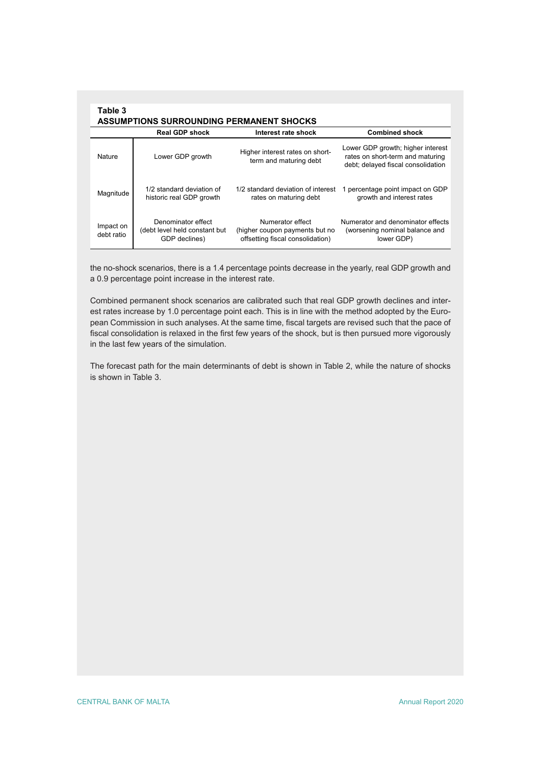**Table 3**
**ASSUMPTIONS SURROUNDING PERMANENT SHOCKS**

| | Real GDP shock | Interest rate shock | Combined shock |
|---|---|---|---|
| Nature | Lower GDP growth | Higher interest rates on short-term and maturing debt | Lower GDP growth; higher interest rates on short-term and maturing debt; delayed fiscal consolidation |
| Magnitude | 1/2 standard deviation of historic real GDP growth | 1/2 standard deviation of interest rates on maturing debt | 1 percentage point impact on GDP growth and interest rates |
| Impact on debt ratio | Denominator effect (debt level held constant but GDP declines) | Numerator effect (higher coupon payments but no offsetting fiscal consolidation) | Numerator and denominator effects (worsening nominal balance and lower GDP) |

the no-shock scenarios, there is a 1.4 percentage points decrease in the yearly, real GDP growth and a 0.9 percentage point increase in the interest rate.

Combined permanent shock scenarios are calibrated such that real GDP growth declines and interest rates increase by 1.0 percentage point each. This is in line with the method adopted by the European Commission in such analyses. At the same time, fiscal targets are revised such that the pace of fiscal consolidation is relaxed in the first few years of the shock, but is then pursued more vigorously in the last few years of the simulation.

The forecast path for the main determinants of debt is shown in Table 2, while the nature of shocks is shown in Table 3.